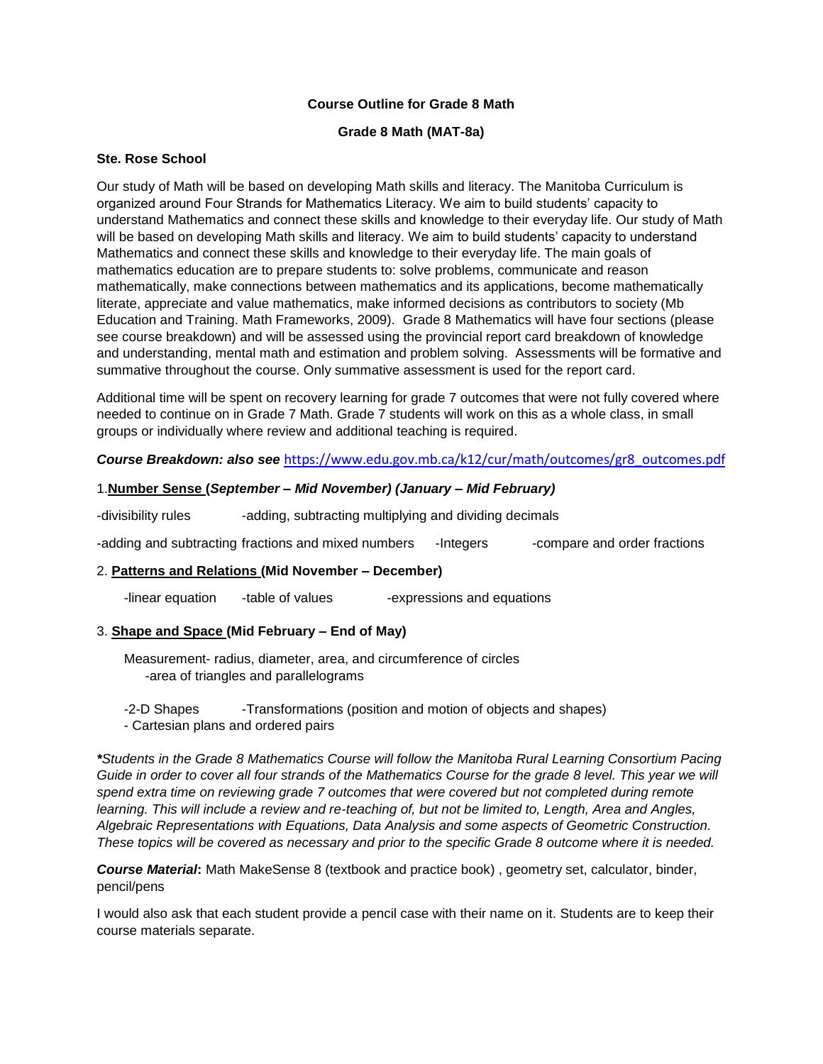**Course Outline for Grade 8 Math**

**Grade 8 Math (MAT-8a)**

**Ste. Rose School**

Our study of Math will be based on developing Math skills and literacy. The Manitoba Curriculum is organized around Four Strands for Mathematics Literacy. We aim to build students' capacity to understand Mathematics and connect these skills and knowledge to their everyday life. Our study of Math will be based on developing Math skills and literacy. We aim to build students' capacity to understand Mathematics and connect these skills and knowledge to their everyday life. The main goals of mathematics education are to prepare students to: solve problems, communicate and reason mathematically, make connections between mathematics and its applications, become mathematically literate, appreciate and value mathematics, make informed decisions as contributors to society (Mb Education and Training. Math Frameworks, 2009). Grade 8 Mathematics will have four sections (please see course breakdown) and will be assessed using the provincial report card breakdown of knowledge and understanding, mental math and estimation and problem solving. Assessments will be formative and summative throughout the course. Only summative assessment is used for the report card.

Additional time will be spent on recovery learning for grade 7 outcomes that were not fully covered where needed to continue on in Grade 7 Math. Grade 7 students will work on this as a whole class, in small groups or individually where review and additional teaching is required.

***Course Breakdown: also see*** https://www.edu.gov.mb.ca/k12/cur/math/outcomes/gr8_outcomes.pdf

1.**Number Sense (*September – Mid November) (January – Mid February)***

-divisibility rules -adding, subtracting multiplying and dividing decimals

-adding and subtracting fractions and mixed numbers -Integers -compare and order fractions

2. **Patterns and Relations (Mid November – December)**

-linear equation -table of values -expressions and equations

3. **Shape and Space (Mid February – End of May)**

Measurement- radius, diameter, area, and circumference of circles
-area of triangles and parallelograms

-2-D Shapes -Transformations (position and motion of objects and shapes)
- Cartesian plans and ordered pairs

***Students in the Grade 8 Mathematics Course will follow the Manitoba Rural Learning Consortium Pacing Guide in order to cover all four strands of the Mathematics Course for the grade 8 level. This year we will spend extra time on reviewing grade 7 outcomes that were covered but not completed during remote learning. This will include a review and re-teaching of, but not be limited to, Length, Area and Angles, Algebraic Representations with Equations, Data Analysis and some aspects of Geometric Construction. These topics will be covered as necessary and prior to the specific Grade 8 outcome where it is needed.*

***Course Material*:** Math MakeSense 8 (textbook and practice book) , geometry set, calculator, binder, pencil/pens

I would also ask that each student provide a pencil case with their name on it. Students are to keep their course materials separate.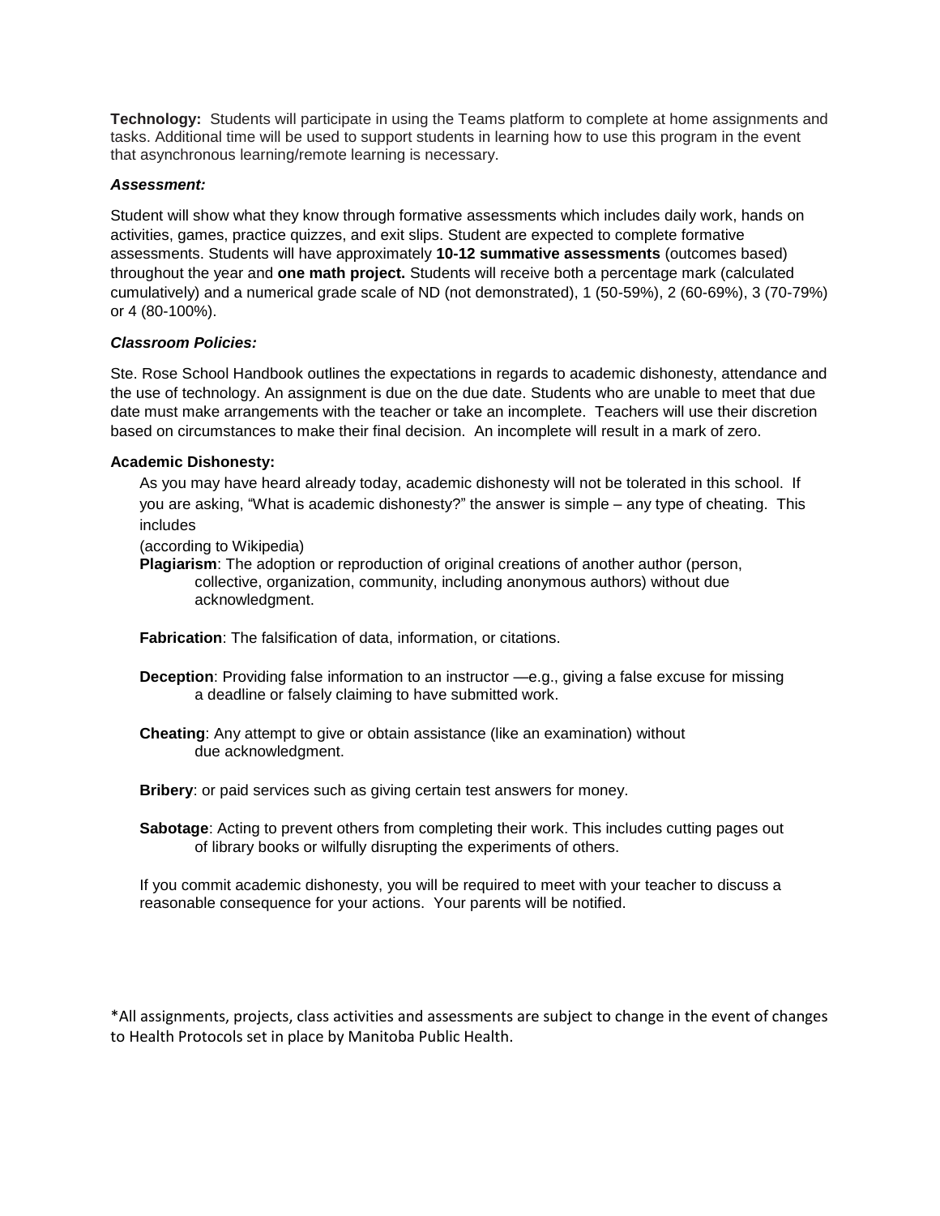**Technology:** Students will participate in using the Teams platform to complete at home assignments and tasks. Additional time will be used to support students in learning how to use this program in the event that asynchronous learning/remote learning is necessary.

***Assessment:***

Student will show what they know through formative assessments which includes daily work, hands on activities, games, practice quizzes, and exit slips. Student are expected to complete formative assessments. Students will have approximately **10-12 summative assessments** (outcomes based) throughout the year and **one math project.** Students will receive both a percentage mark (calculated cumulatively) and a numerical grade scale of ND (not demonstrated), 1 (50-59%), 2 (60-69%), 3 (70-79%) or 4 (80-100%).

***Classroom Policies:***

Ste. Rose School Handbook outlines the expectations in regards to academic dishonesty, attendance and the use of technology. An assignment is due on the due date. Students who are unable to meet that due date must make arrangements with the teacher or take an incomplete. Teachers will use their discretion based on circumstances to make their final decision. An incomplete will result in a mark of zero.

**Academic Dishonesty:**

As you may have heard already today, academic dishonesty will not be tolerated in this school. If you are asking, "What is academic dishonesty?" the answer is simple – any type of cheating. This includes

(according to Wikipedia)

**Plagiarism**: The adoption or reproduction of original creations of another author (person, collective, organization, community, including anonymous authors) without due acknowledgment.

**Fabrication**: The falsification of data, information, or citations.

**Deception**: Providing false information to an instructor —e.g., giving a false excuse for missing a deadline or falsely claiming to have submitted work.

**Cheating**: Any attempt to give or obtain assistance (like an examination) without due acknowledgment.

**Bribery**: or paid services such as giving certain test answers for money.

**Sabotage**: Acting to prevent others from completing their work. This includes cutting pages out of library books or wilfully disrupting the experiments of others.

If you commit academic dishonesty, you will be required to meet with your teacher to discuss a reasonable consequence for your actions. Your parents will be notified.

*All assignments, projects, class activities and assessments are subject to change in the event of changes to Health Protocols set in place by Manitoba Public Health.